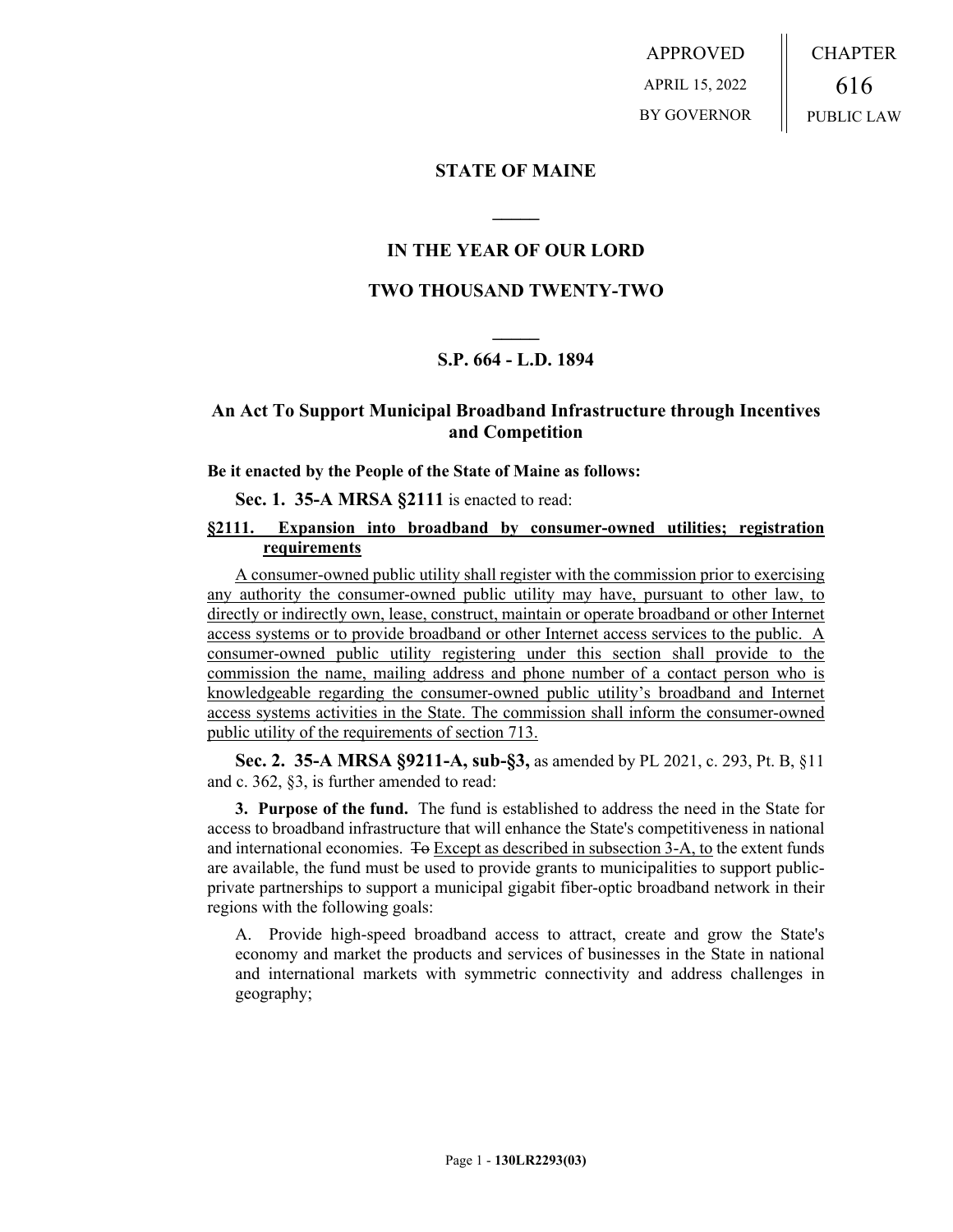APPROVED
APRIL 15, 2022
BY GOVERNOR

CHAPTER
616
PUBLIC LAW

## STATE OF MAINE

## IN THE YEAR OF OUR LORD

## TWO THOUSAND TWENTY-TWO

## S.P. 664 - L.D. 1894

## An Act To Support Municipal Broadband Infrastructure through Incentives and Competition

**Be it enacted by the People of the State of Maine as follows:**

**Sec. 1. 35-A MRSA §2111** is enacted to read:

**§2111. Expansion into broadband by consumer-owned utilities; registration requirements**

A consumer-owned public utility shall register with the commission prior to exercising any authority the consumer-owned public utility may have, pursuant to other law, to directly or indirectly own, lease, construct, maintain or operate broadband or other Internet access systems or to provide broadband or other Internet access services to the public. A consumer-owned public utility registering under this section shall provide to the commission the name, mailing address and phone number of a contact person who is knowledgeable regarding the consumer-owned public utility's broadband and Internet access systems activities in the State. The commission shall inform the consumer-owned public utility of the requirements of section 713.

**Sec. 2. 35-A MRSA §9211-A, sub-§3,** as amended by PL 2021, c. 293, Pt. B, §11 and c. 362, §3, is further amended to read:

**3. Purpose of the fund.** The fund is established to address the need in the State for access to broadband infrastructure that will enhance the State's competitiveness in national and international economies. ~~To~~ Except as described in subsection 3-A, to the extent funds are available, the fund must be used to provide grants to municipalities to support public-private partnerships to support a municipal gigabit fiber-optic broadband network in their regions with the following goals:

A. Provide high-speed broadband access to attract, create and grow the State's economy and market the products and services of businesses in the State in national and international markets with symmetric connectivity and address challenges in geography;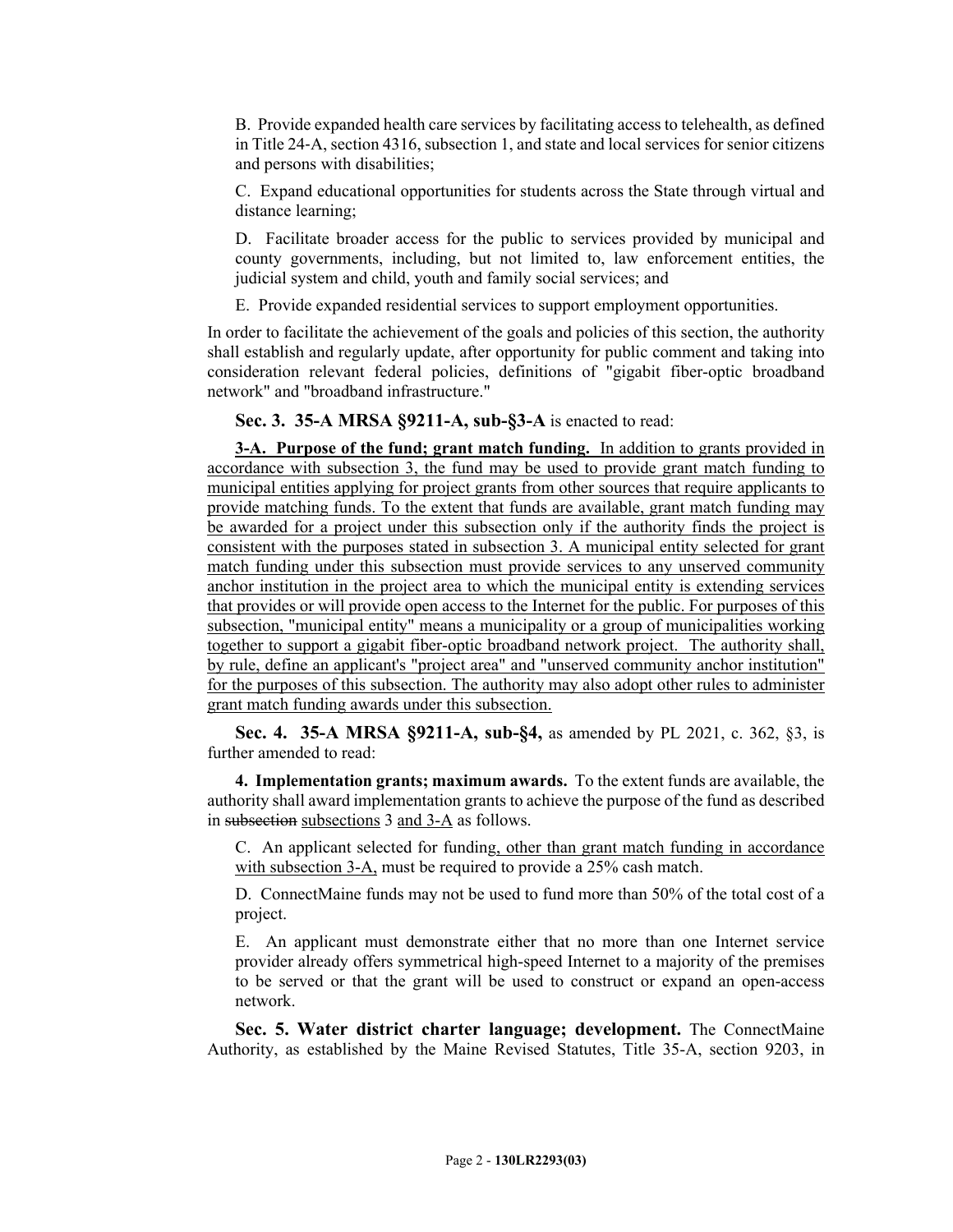B. Provide expanded health care services by facilitating access to telehealth, as defined in Title 24-A, section 4316, subsection 1, and state and local services for senior citizens and persons with disabilities;

C. Expand educational opportunities for students across the State through virtual and distance learning;

D. Facilitate broader access for the public to services provided by municipal and county governments, including, but not limited to, law enforcement entities, the judicial system and child, youth and family social services; and

E. Provide expanded residential services to support employment opportunities.

In order to facilitate the achievement of the goals and policies of this section, the authority shall establish and regularly update, after opportunity for public comment and taking into consideration relevant federal policies, definitions of "gigabit fiber-optic broadband network" and "broadband infrastructure."

**Sec. 3. 35-A MRSA §9211-A, sub-§3-A** is enacted to read:

**3-A. Purpose of the fund; grant match funding.** In addition to grants provided in accordance with subsection 3, the fund may be used to provide grant match funding to municipal entities applying for project grants from other sources that require applicants to provide matching funds. To the extent that funds are available, grant match funding may be awarded for a project under this subsection only if the authority finds the project is consistent with the purposes stated in subsection 3. A municipal entity selected for grant match funding under this subsection must provide services to any unserved community anchor institution in the project area to which the municipal entity is extending services that provides or will provide open access to the Internet for the public. For purposes of this subsection, "municipal entity" means a municipality or a group of municipalities working together to support a gigabit fiber-optic broadband network project. The authority shall, by rule, define an applicant's "project area" and "unserved community anchor institution" for the purposes of this subsection. The authority may also adopt other rules to administer grant match funding awards under this subsection.

**Sec. 4. 35-A MRSA §9211-A, sub-§4,** as amended by PL 2021, c. 362, §3, is further amended to read:

**4. Implementation grants; maximum awards.** To the extent funds are available, the authority shall award implementation grants to achieve the purpose of the fund as described in ~~subsection~~ subsections 3 and 3-A as follows.

C. An applicant selected for funding, other than grant match funding in accordance with subsection 3-A, must be required to provide a 25% cash match.

D. ConnectMaine funds may not be used to fund more than 50% of the total cost of a project.

E. An applicant must demonstrate either that no more than one Internet service provider already offers symmetrical high-speed Internet to a majority of the premises to be served or that the grant will be used to construct or expand an open-access network.

**Sec. 5. Water district charter language; development.** The ConnectMaine Authority, as established by the Maine Revised Statutes, Title 35-A, section 9203, in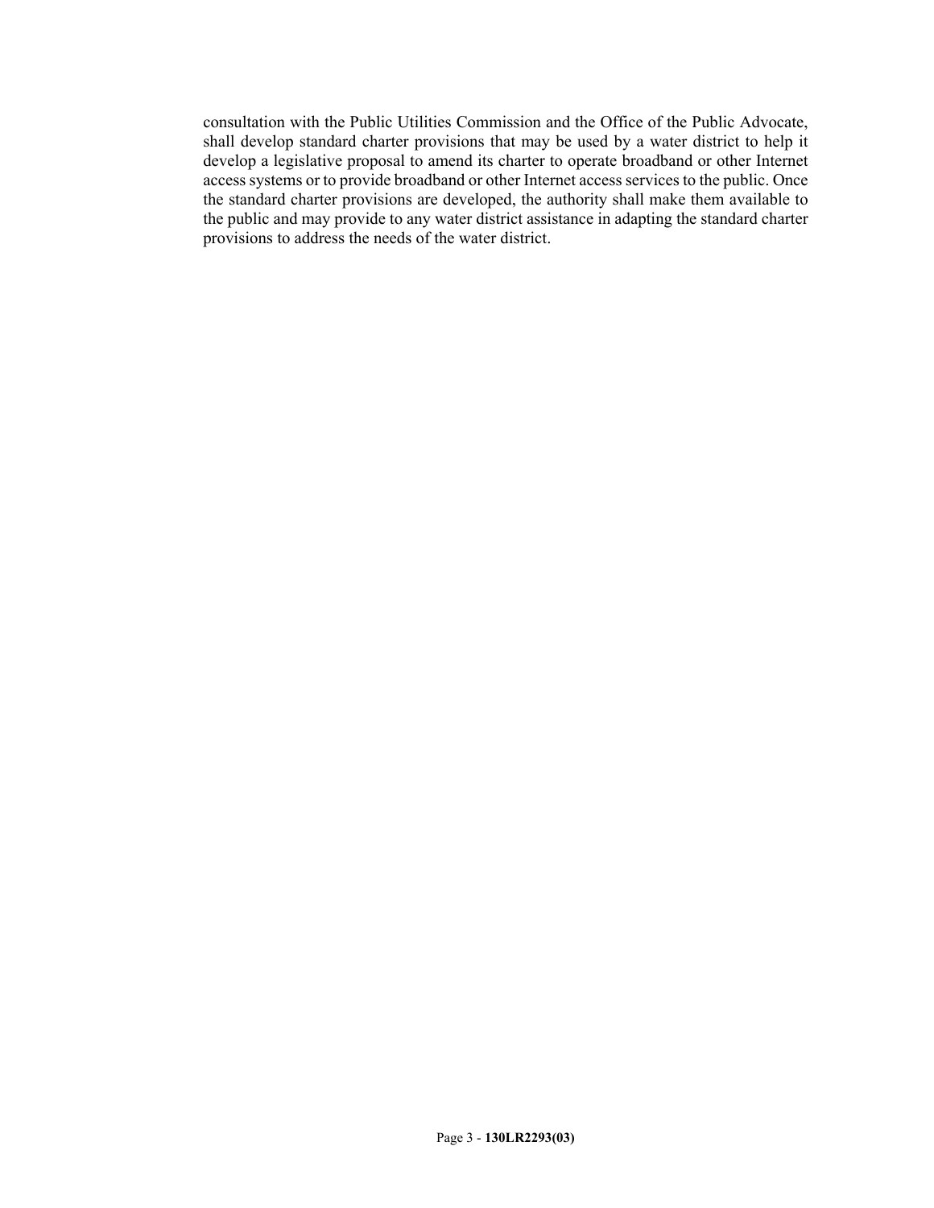consultation with the Public Utilities Commission and the Office of the Public Advocate, shall develop standard charter provisions that may be used by a water district to help it develop a legislative proposal to amend its charter to operate broadband or other Internet access systems or to provide broadband or other Internet access services to the public. Once the standard charter provisions are developed, the authority shall make them available to the public and may provide to any water district assistance in adapting the standard charter provisions to address the needs of the water district.